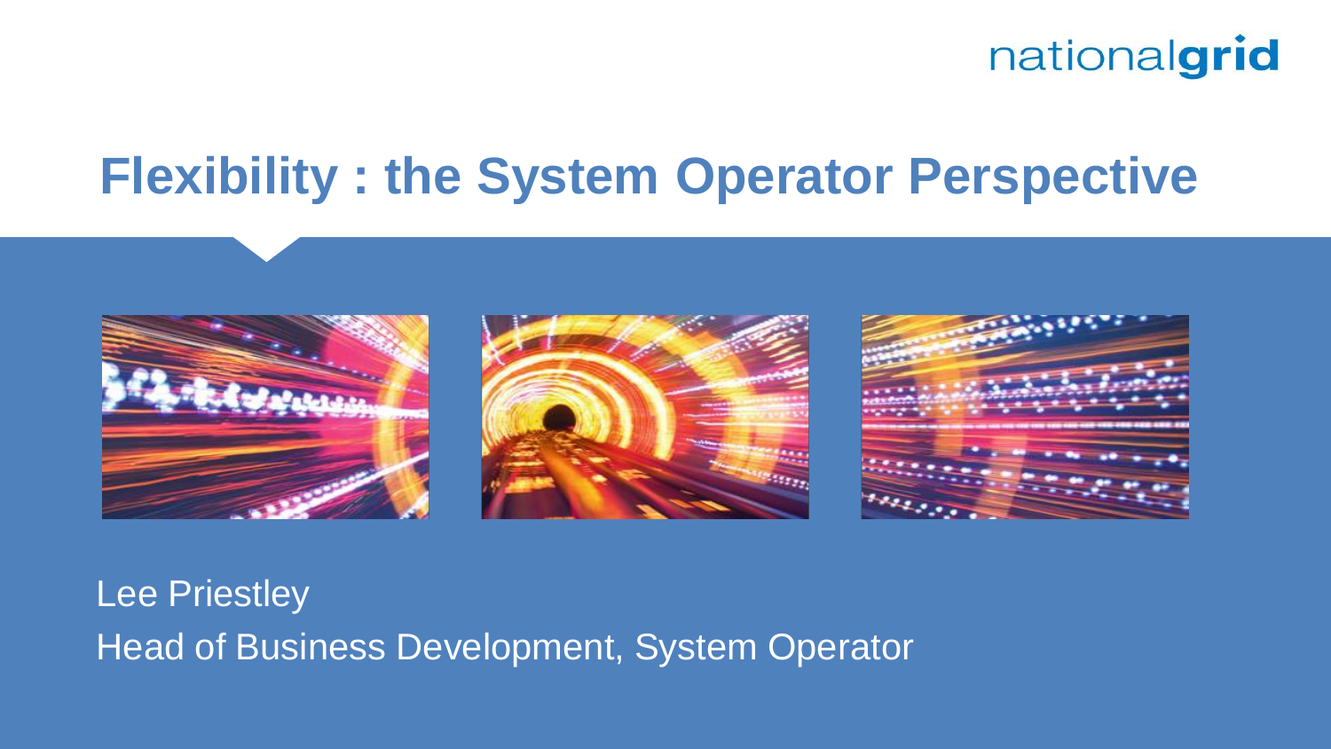nationalgrid

# Flexibility : the System Operator Perspective

Lee Priestley

Head of Business Development, System Operator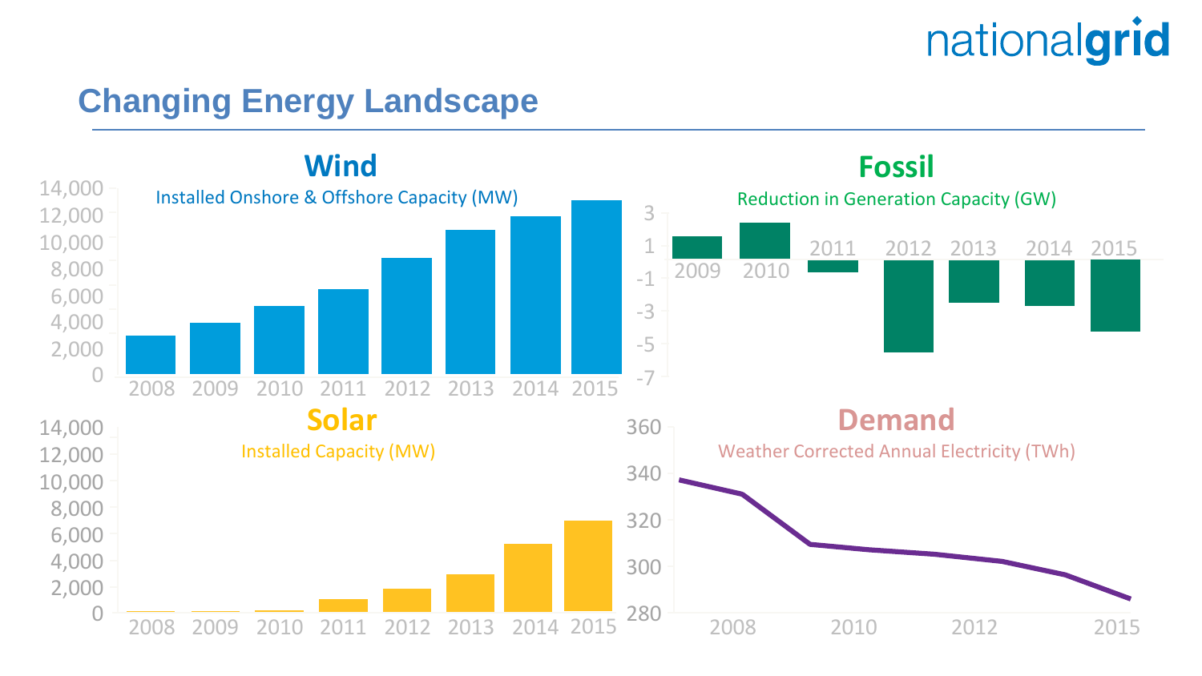# Changing Energy Landscape

## Wind

Installed Onshore & Offshore Capacity (MW)

## Fossil

Reduction in Generation Capacity (GW)

## Solar

Installed Capacity (MW)

## Demand

Weather Corrected Annual Electricity (TWh)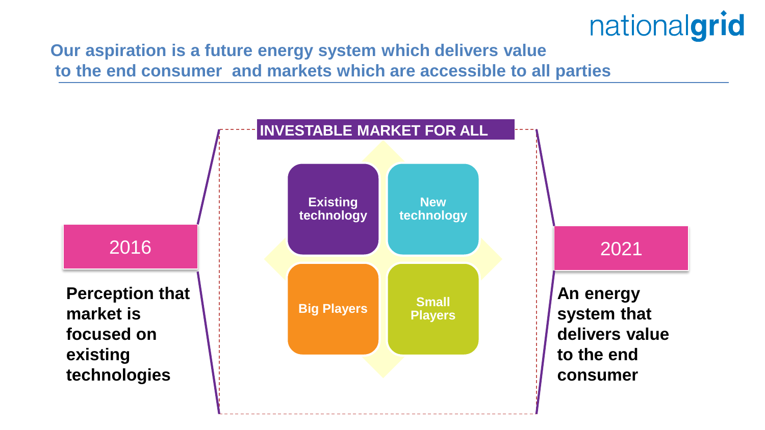# Our aspiration is a future energy system which delivers value to the end consumer and markets which are accessible to all parties

**INVESTABLE MARKET FOR ALL**

- Existing technology
- New technology
- Big Players
- Small Players

**2016**

**Perception that market is focused on existing technologies**

**2021**

**An energy system that delivers value to the end consumer**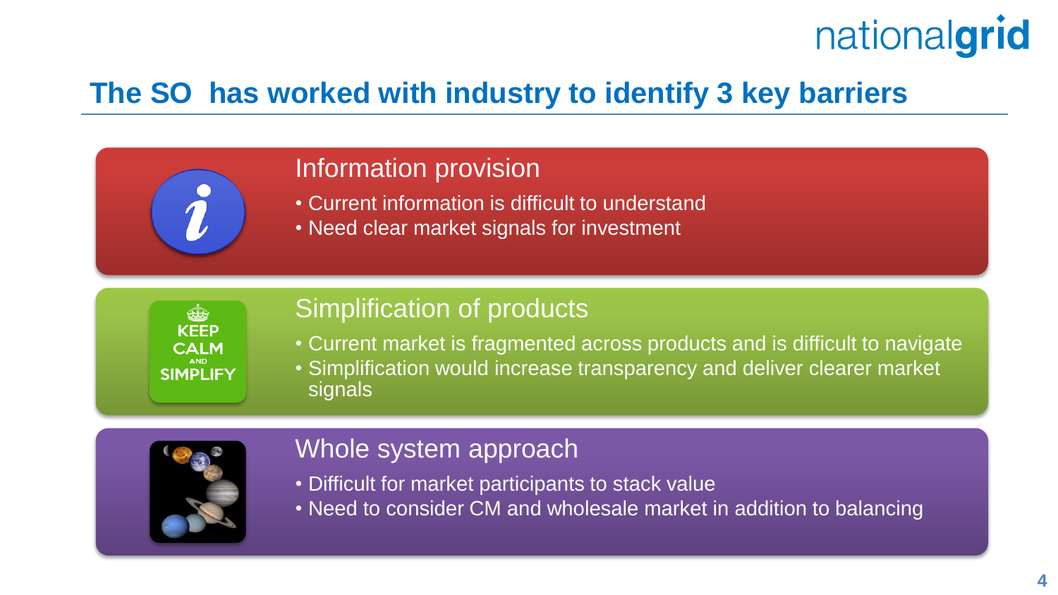# The SO has worked with industry to identify 3 key barriers

## Information provision

- Current information is difficult to understand
- Need clear market signals for investment

## Simplification of products

- Current market is fragmented across products and is difficult to navigate
- Simplification would increase transparency and deliver clearer market signals

## Whole system approach

- Difficult for market participants to stack value
- Need to consider CM and wholesale market in addition to balancing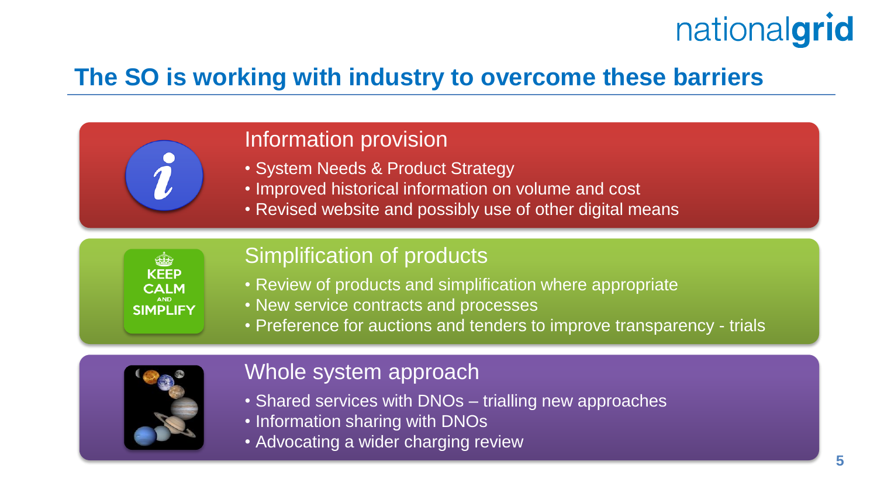# The SO is working with industry to overcome these barriers

## Information provision

- System Needs & Product Strategy
- Improved historical information on volume and cost
- Revised website and possibly use of other digital means

## Simplification of products

- Review of products and simplification where appropriate
- New service contracts and processes
- Preference for auctions and tenders to improve transparency - trials

## Whole system approach

- Shared services with DNOs – trialling new approaches
- Information sharing with DNOs
- Advocating a wider charging review